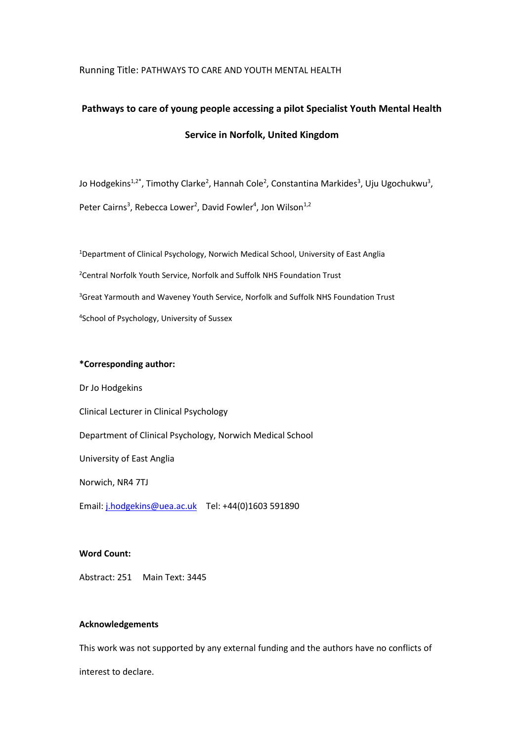Running Title: PATHWAYS TO CARE AND YOUTH MENTAL HEALTH

# Pathways to care of young people accessing a pilot Specialist Youth Mental Health Service in Norfolk, United Kingdom

Jo Hodgekins[1,2*], Timothy Clarke[2], Hannah Cole[2], Constantina Markides[3], Uju Ugochukwu[3], Peter Cairns[3], Rebecca Lower[2], David Fowler[4], Jon Wilson[1,2]

[1]Department of Clinical Psychology, Norwich Medical School, University of East Anglia

[2]Central Norfolk Youth Service, Norfolk and Suffolk NHS Foundation Trust

[3]Great Yarmouth and Waveney Youth Service, Norfolk and Suffolk NHS Foundation Trust

[4]School of Psychology, University of Sussex

**\*Corresponding author:**

Dr Jo Hodgekins

Clinical Lecturer in Clinical Psychology

Department of Clinical Psychology, Norwich Medical School

University of East Anglia

Norwich, NR4 7TJ

Email: j.hodgekins@uea.ac.uk  Tel: +44(0)1603 591890

**Word Count:**

Abstract: 251  Main Text: 3445

**Acknowledgements**

This work was not supported by any external funding and the authors have no conflicts of interest to declare.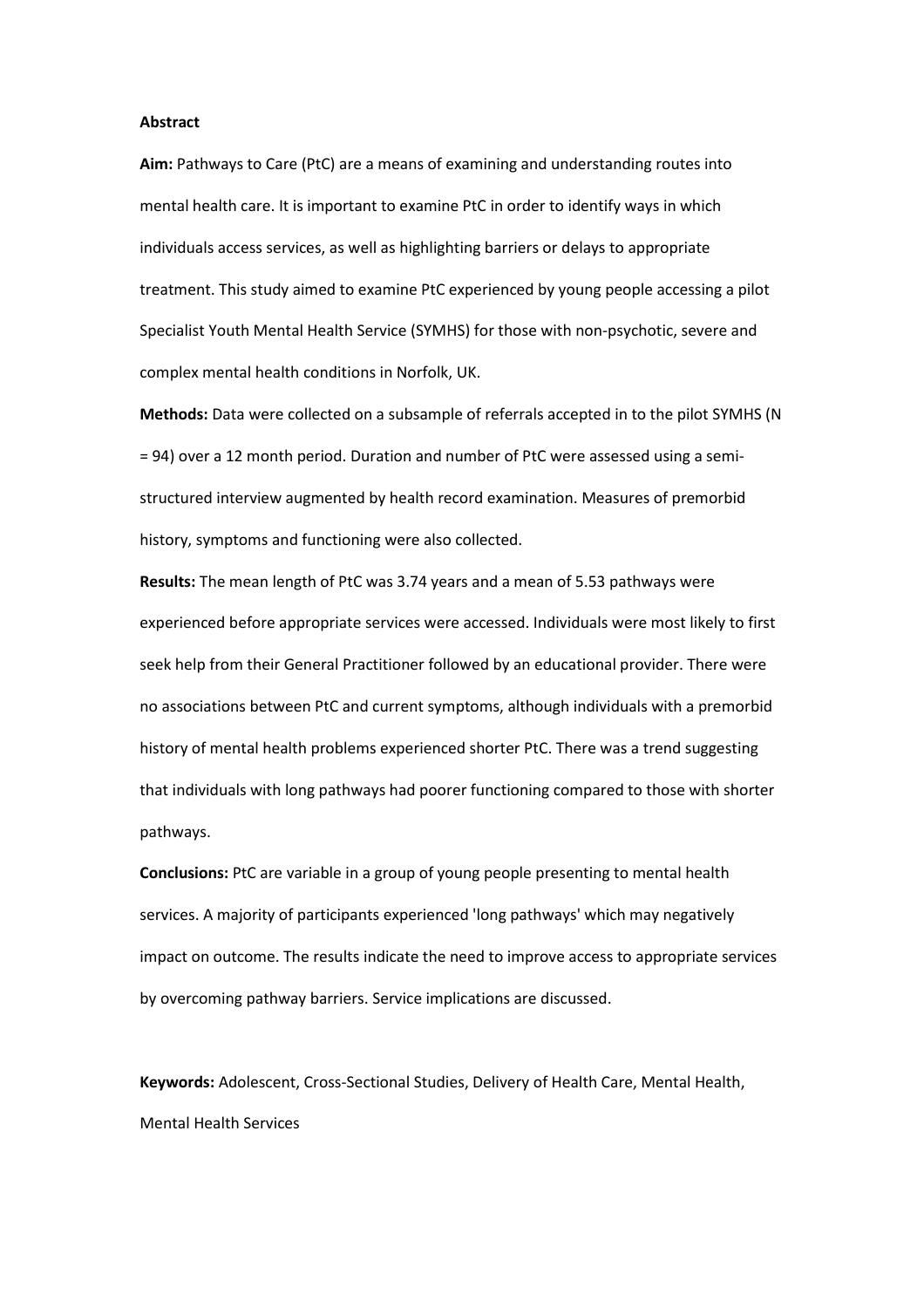**Abstract**

**Aim:** Pathways to Care (PtC) are a means of examining and understanding routes into mental health care. It is important to examine PtC in order to identify ways in which individuals access services, as well as highlighting barriers or delays to appropriate treatment. This study aimed to examine PtC experienced by young people accessing a pilot Specialist Youth Mental Health Service (SYMHS) for those with non-psychotic, severe and complex mental health conditions in Norfolk, UK.

**Methods:** Data were collected on a subsample of referrals accepted in to the pilot SYMHS (N = 94) over a 12 month period. Duration and number of PtC were assessed using a semi-structured interview augmented by health record examination. Measures of premorbid history, symptoms and functioning were also collected.

**Results:** The mean length of PtC was 3.74 years and a mean of 5.53 pathways were experienced before appropriate services were accessed. Individuals were most likely to first seek help from their General Practitioner followed by an educational provider. There were no associations between PtC and current symptoms, although individuals with a premorbid history of mental health problems experienced shorter PtC. There was a trend suggesting that individuals with long pathways had poorer functioning compared to those with shorter pathways.

**Conclusions:** PtC are variable in a group of young people presenting to mental health services. A majority of participants experienced 'long pathways' which may negatively impact on outcome. The results indicate the need to improve access to appropriate services by overcoming pathway barriers. Service implications are discussed.

**Keywords:** Adolescent, Cross-Sectional Studies, Delivery of Health Care, Mental Health, Mental Health Services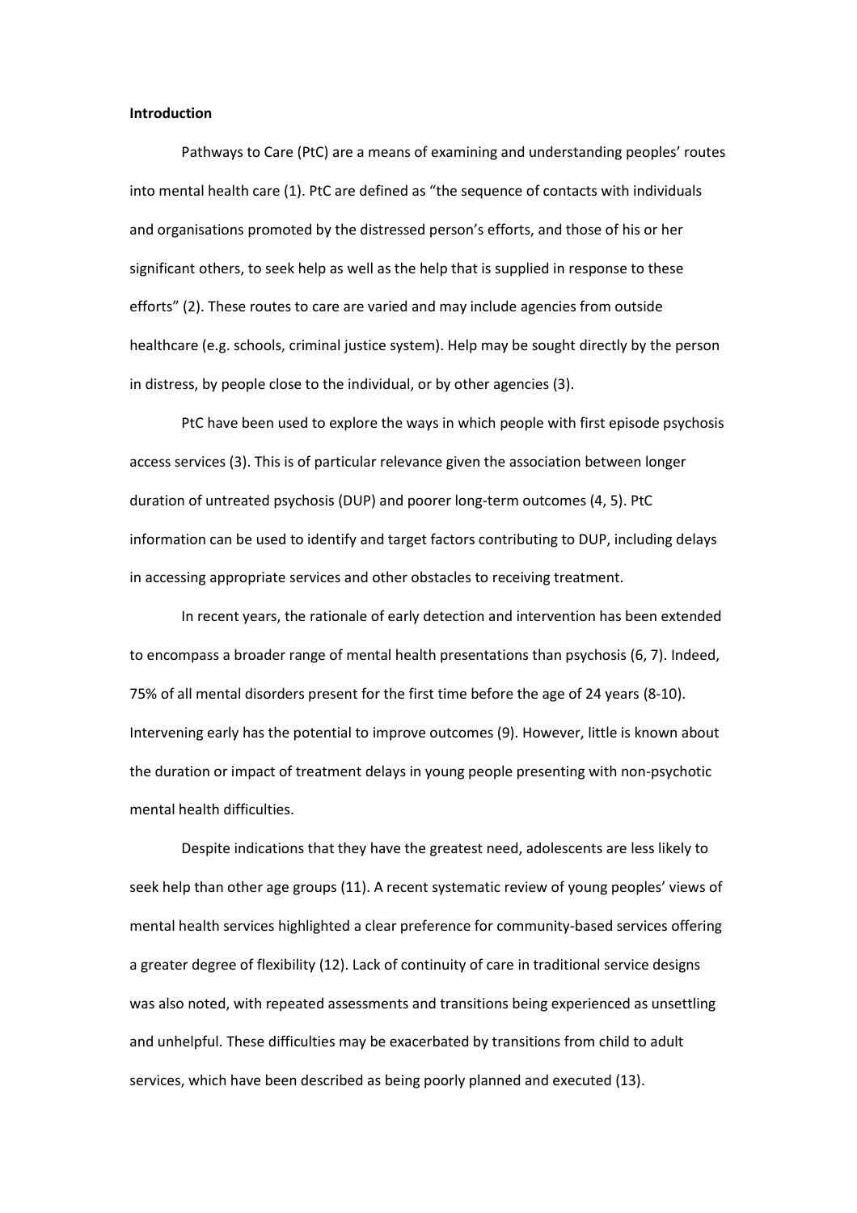**Introduction**

Pathways to Care (PtC) are a means of examining and understanding peoples' routes into mental health care (1). PtC are defined as "the sequence of contacts with individuals and organisations promoted by the distressed person's efforts, and those of his or her significant others, to seek help as well as the help that is supplied in response to these efforts" (2). These routes to care are varied and may include agencies from outside healthcare (e.g. schools, criminal justice system). Help may be sought directly by the person in distress, by people close to the individual, or by other agencies (3).

PtC have been used to explore the ways in which people with first episode psychosis access services (3). This is of particular relevance given the association between longer duration of untreated psychosis (DUP) and poorer long-term outcomes (4, 5). PtC information can be used to identify and target factors contributing to DUP, including delays in accessing appropriate services and other obstacles to receiving treatment.

In recent years, the rationale of early detection and intervention has been extended to encompass a broader range of mental health presentations than psychosis (6, 7). Indeed, 75% of all mental disorders present for the first time before the age of 24 years (8-10). Intervening early has the potential to improve outcomes (9). However, little is known about the duration or impact of treatment delays in young people presenting with non-psychotic mental health difficulties.

Despite indications that they have the greatest need, adolescents are less likely to seek help than other age groups (11). A recent systematic review of young peoples' views of mental health services highlighted a clear preference for community-based services offering a greater degree of flexibility (12). Lack of continuity of care in traditional service designs was also noted, with repeated assessments and transitions being experienced as unsettling and unhelpful. These difficulties may be exacerbated by transitions from child to adult services, which have been described as being poorly planned and executed (13).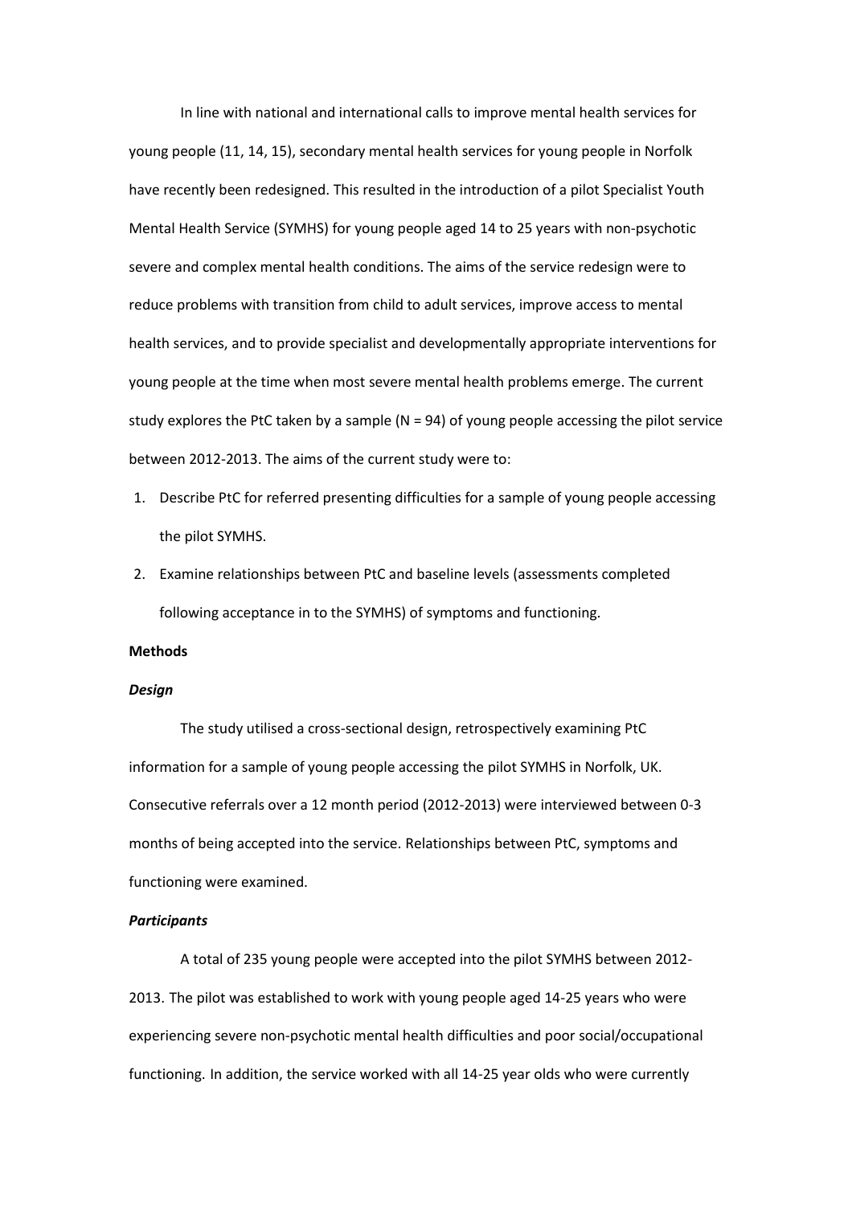In line with national and international calls to improve mental health services for young people (11, 14, 15), secondary mental health services for young people in Norfolk have recently been redesigned. This resulted in the introduction of a pilot Specialist Youth Mental Health Service (SYMHS) for young people aged 14 to 25 years with non-psychotic severe and complex mental health conditions. The aims of the service redesign were to reduce problems with transition from child to adult services, improve access to mental health services, and to provide specialist and developmentally appropriate interventions for young people at the time when most severe mental health problems emerge. The current study explores the PtC taken by a sample (N = 94) of young people accessing the pilot service between 2012-2013. The aims of the current study were to:

1. Describe PtC for referred presenting difficulties for a sample of young people accessing the pilot SYMHS.
2. Examine relationships between PtC and baseline levels (assessments completed following acceptance in to the SYMHS) of symptoms and functioning.

**Methods**

***Design***

The study utilised a cross-sectional design, retrospectively examining PtC information for a sample of young people accessing the pilot SYMHS in Norfolk, UK. Consecutive referrals over a 12 month period (2012-2013) were interviewed between 0-3 months of being accepted into the service. Relationships between PtC, symptoms and functioning were examined.

***Participants***

A total of 235 young people were accepted into the pilot SYMHS between 2012-2013. The pilot was established to work with young people aged 14-25 years who were experiencing severe non-psychotic mental health difficulties and poor social/occupational functioning. In addition, the service worked with all 14-25 year olds who were currently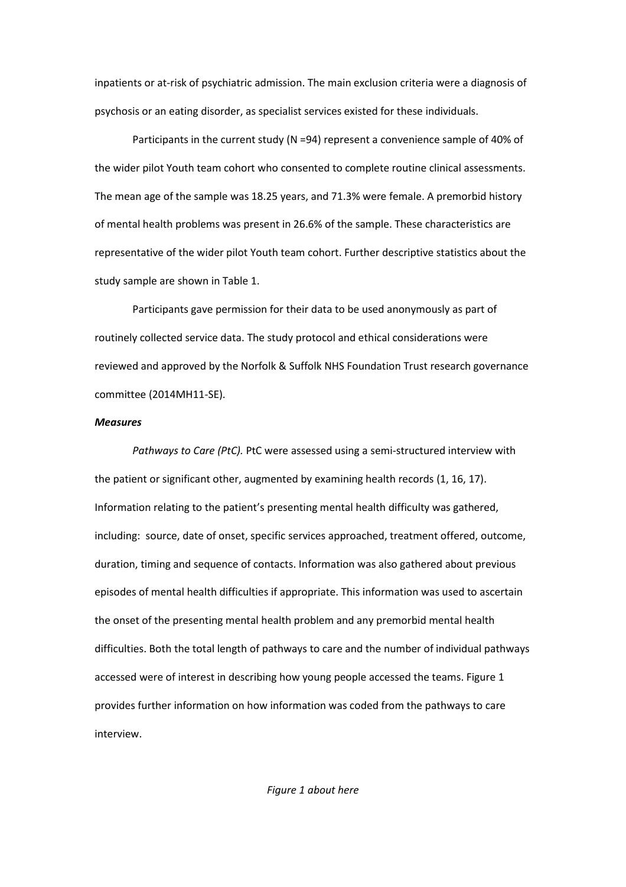inpatients or at-risk of psychiatric admission. The main exclusion criteria were a diagnosis of psychosis or an eating disorder, as specialist services existed for these individuals.

Participants in the current study (N =94) represent a convenience sample of 40% of the wider pilot Youth team cohort who consented to complete routine clinical assessments. The mean age of the sample was 18.25 years, and 71.3% were female. A premorbid history of mental health problems was present in 26.6% of the sample. These characteristics are representative of the wider pilot Youth team cohort. Further descriptive statistics about the study sample are shown in Table 1.

Participants gave permission for their data to be used anonymously as part of routinely collected service data. The study protocol and ethical considerations were reviewed and approved by the Norfolk & Suffolk NHS Foundation Trust research governance committee (2014MH11-SE).

***Measures***

*Pathways to Care (PtC).* PtC were assessed using a semi-structured interview with the patient or significant other, augmented by examining health records (1, 16, 17). Information relating to the patient's presenting mental health difficulty was gathered, including: source, date of onset, specific services approached, treatment offered, outcome, duration, timing and sequence of contacts. Information was also gathered about previous episodes of mental health difficulties if appropriate. This information was used to ascertain the onset of the presenting mental health problem and any premorbid mental health difficulties. Both the total length of pathways to care and the number of individual pathways accessed were of interest in describing how young people accessed the teams. Figure 1 provides further information on how information was coded from the pathways to care interview.

*Figure 1 about here*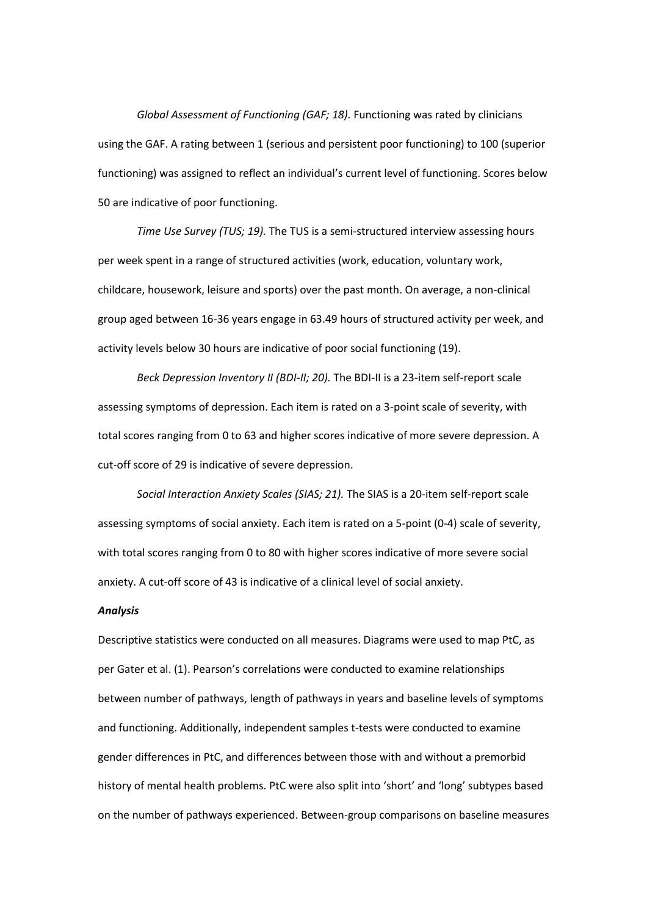*Global Assessment of Functioning (GAF; 18).* Functioning was rated by clinicians using the GAF. A rating between 1 (serious and persistent poor functioning) to 100 (superior functioning) was assigned to reflect an individual's current level of functioning. Scores below 50 are indicative of poor functioning.

*Time Use Survey (TUS; 19).* The TUS is a semi-structured interview assessing hours per week spent in a range of structured activities (work, education, voluntary work, childcare, housework, leisure and sports) over the past month. On average, a non-clinical group aged between 16-36 years engage in 63.49 hours of structured activity per week, and activity levels below 30 hours are indicative of poor social functioning (19).

*Beck Depression Inventory II (BDI-II; 20).* The BDI-II is a 23-item self-report scale assessing symptoms of depression. Each item is rated on a 3-point scale of severity, with total scores ranging from 0 to 63 and higher scores indicative of more severe depression. A cut-off score of 29 is indicative of severe depression.

*Social Interaction Anxiety Scales (SIAS; 21).* The SIAS is a 20-item self-report scale assessing symptoms of social anxiety. Each item is rated on a 5-point (0-4) scale of severity, with total scores ranging from 0 to 80 with higher scores indicative of more severe social anxiety. A cut-off score of 43 is indicative of a clinical level of social anxiety.

***Analysis***

Descriptive statistics were conducted on all measures. Diagrams were used to map PtC, as per Gater et al. (1). Pearson's correlations were conducted to examine relationships between number of pathways, length of pathways in years and baseline levels of symptoms and functioning. Additionally, independent samples t-tests were conducted to examine gender differences in PtC, and differences between those with and without a premorbid history of mental health problems. PtC were also split into 'short' and 'long' subtypes based on the number of pathways experienced. Between-group comparisons on baseline measures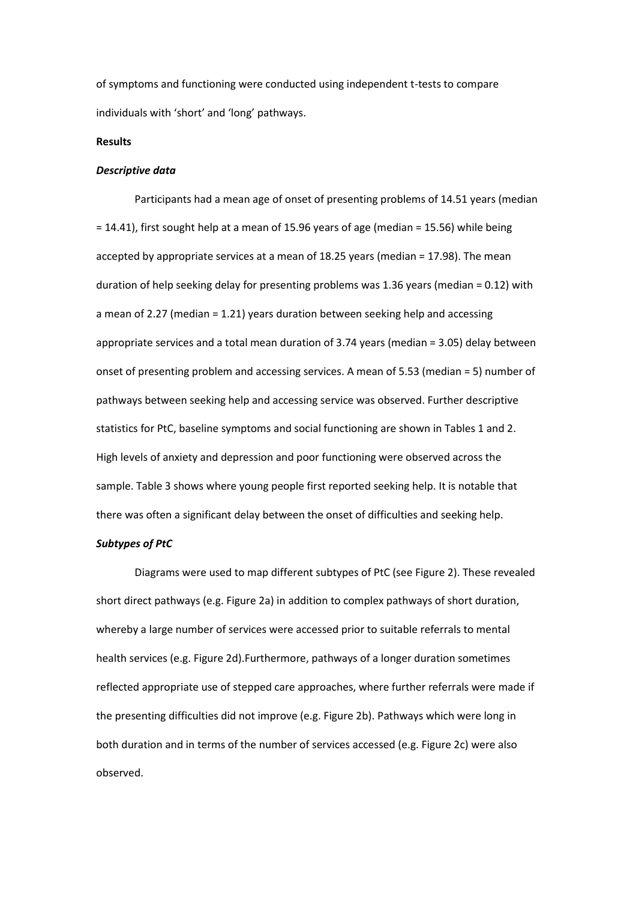of symptoms and functioning were conducted using independent t-tests to compare individuals with 'short' and 'long' pathways.

**Results**

***Descriptive data***

Participants had a mean age of onset of presenting problems of 14.51 years (median = 14.41), first sought help at a mean of 15.96 years of age (median = 15.56) while being accepted by appropriate services at a mean of 18.25 years (median = 17.98). The mean duration of help seeking delay for presenting problems was 1.36 years (median = 0.12) with a mean of 2.27 (median = 1.21) years duration between seeking help and accessing appropriate services and a total mean duration of 3.74 years (median = 3.05) delay between onset of presenting problem and accessing services. A mean of 5.53 (median = 5) number of pathways between seeking help and accessing service was observed. Further descriptive statistics for PtC, baseline symptoms and social functioning are shown in Tables 1 and 2. High levels of anxiety and depression and poor functioning were observed across the sample. Table 3 shows where young people first reported seeking help. It is notable that there was often a significant delay between the onset of difficulties and seeking help.

***Subtypes of PtC***

Diagrams were used to map different subtypes of PtC (see Figure 2). These revealed short direct pathways (e.g. Figure 2a) in addition to complex pathways of short duration, whereby a large number of services were accessed prior to suitable referrals to mental health services (e.g. Figure 2d).Furthermore, pathways of a longer duration sometimes reflected appropriate use of stepped care approaches, where further referrals were made if the presenting difficulties did not improve (e.g. Figure 2b). Pathways which were long in both duration and in terms of the number of services accessed (e.g. Figure 2c) were also observed.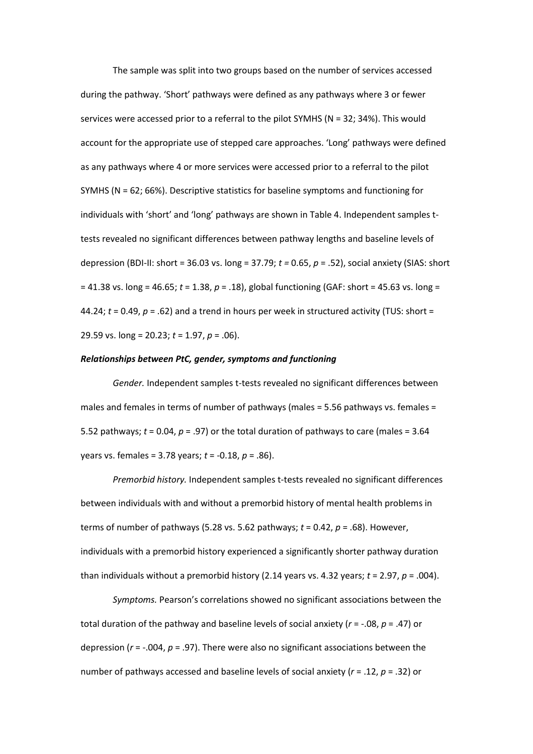The sample was split into two groups based on the number of services accessed during the pathway. 'Short' pathways were defined as any pathways where 3 or fewer services were accessed prior to a referral to the pilot SYMHS (N = 32; 34%). This would account for the appropriate use of stepped care approaches. 'Long' pathways were defined as any pathways where 4 or more services were accessed prior to a referral to the pilot SYMHS (N = 62; 66%). Descriptive statistics for baseline symptoms and functioning for individuals with 'short' and 'long' pathways are shown in Table 4. Independent samples t-tests revealed no significant differences between pathway lengths and baseline levels of depression (BDI-II: short = 36.03 vs. long = 37.79; $t = 0.65$, $p = .52$), social anxiety (SIAS: short = 41.38 vs. long = 46.65; $t = 1.38$, $p = .18$), global functioning (GAF: short = 45.63 vs. long = 44.24; $t = 0.49$, $p = .62$) and a trend in hours per week in structured activity (TUS: short = 29.59 vs. long = 20.23; $t = 1.97$, $p = .06$).

***Relationships between PtC, gender, symptoms and functioning***

*Gender.* Independent samples t-tests revealed no significant differences between males and females in terms of number of pathways (males = 5.56 pathways vs. females = 5.52 pathways; $t = 0.04$, $p = .97$) or the total duration of pathways to care (males = 3.64 years vs. females = 3.78 years; $t = -0.18$, $p = .86$).

*Premorbid history.* Independent samples t-tests revealed no significant differences between individuals with and without a premorbid history of mental health problems in terms of number of pathways (5.28 vs. 5.62 pathways; $t = 0.42$, $p = .68$). However, individuals with a premorbid history experienced a significantly shorter pathway duration than individuals without a premorbid history (2.14 years vs. 4.32 years; $t = 2.97$, $p = .004$).

*Symptoms.* Pearson's correlations showed no significant associations between the total duration of the pathway and baseline levels of social anxiety ($r = -.08$, $p = .47$) or depression ($r = -.004$, $p = .97$). There were also no significant associations between the number of pathways accessed and baseline levels of social anxiety ($r = .12$, $p = .32$) or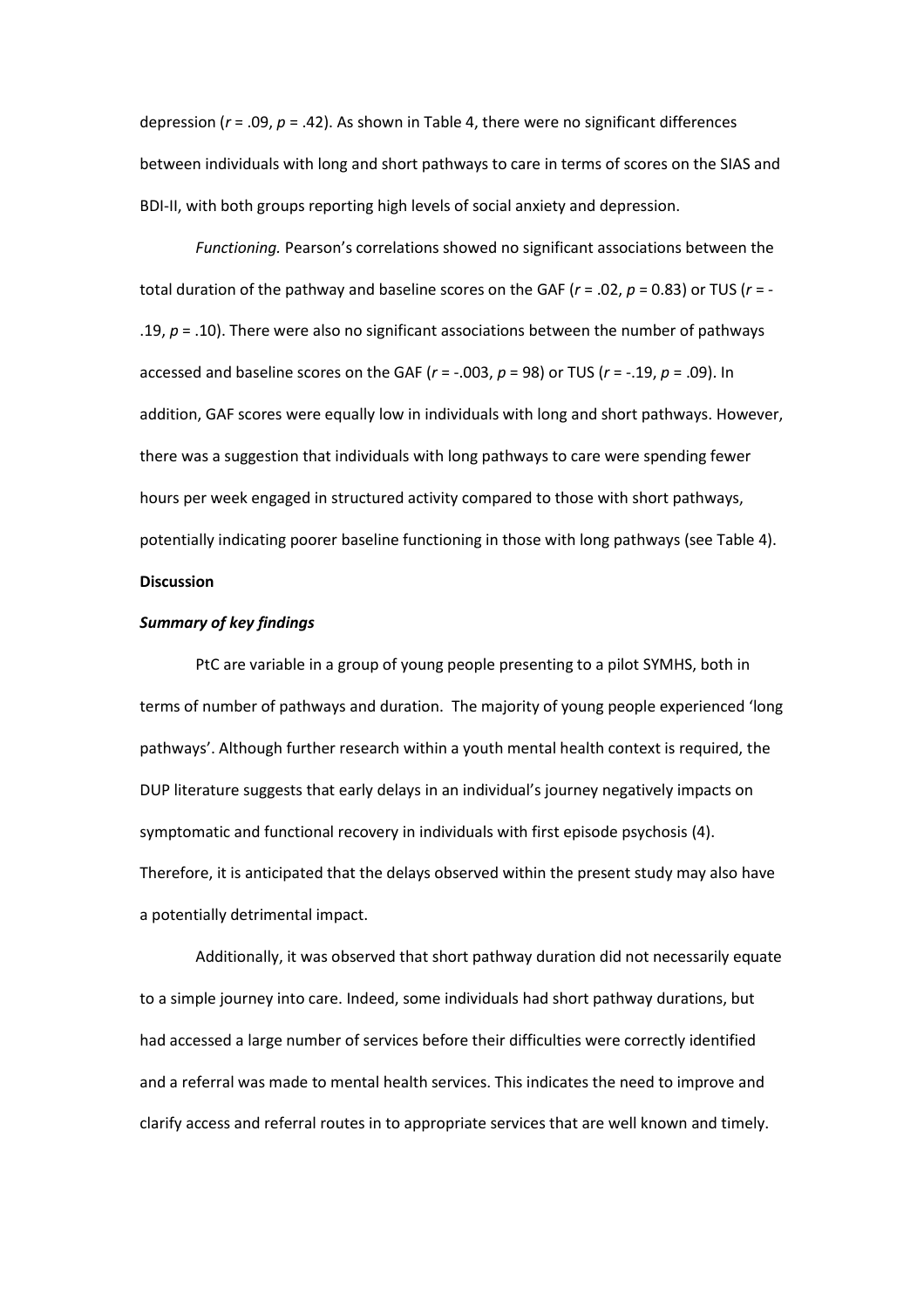depression ($r = .09$, $p = .42$). As shown in Table 4, there were no significant differences between individuals with long and short pathways to care in terms of scores on the SIAS and BDI-II, with both groups reporting high levels of social anxiety and depression.

*Functioning.* Pearson's correlations showed no significant associations between the total duration of the pathway and baseline scores on the GAF ($r = .02$, $p = 0.83$) or TUS ($r = -.19$, $p = .10$). There were also no significant associations between the number of pathways accessed and baseline scores on the GAF ($r = -.003$, $p = 98$) or TUS ($r = -.19$, $p = .09$). In addition, GAF scores were equally low in individuals with long and short pathways. However, there was a suggestion that individuals with long pathways to care were spending fewer hours per week engaged in structured activity compared to those with short pathways, potentially indicating poorer baseline functioning in those with long pathways (see Table 4).

**Discussion**

***Summary of key findings***

PtC are variable in a group of young people presenting to a pilot SYMHS, both in terms of number of pathways and duration. The majority of young people experienced 'long pathways'. Although further research within a youth mental health context is required, the DUP literature suggests that early delays in an individual's journey negatively impacts on symptomatic and functional recovery in individuals with first episode psychosis (4). Therefore, it is anticipated that the delays observed within the present study may also have a potentially detrimental impact.

Additionally, it was observed that short pathway duration did not necessarily equate to a simple journey into care. Indeed, some individuals had short pathway durations, but had accessed a large number of services before their difficulties were correctly identified and a referral was made to mental health services. This indicates the need to improve and clarify access and referral routes in to appropriate services that are well known and timely.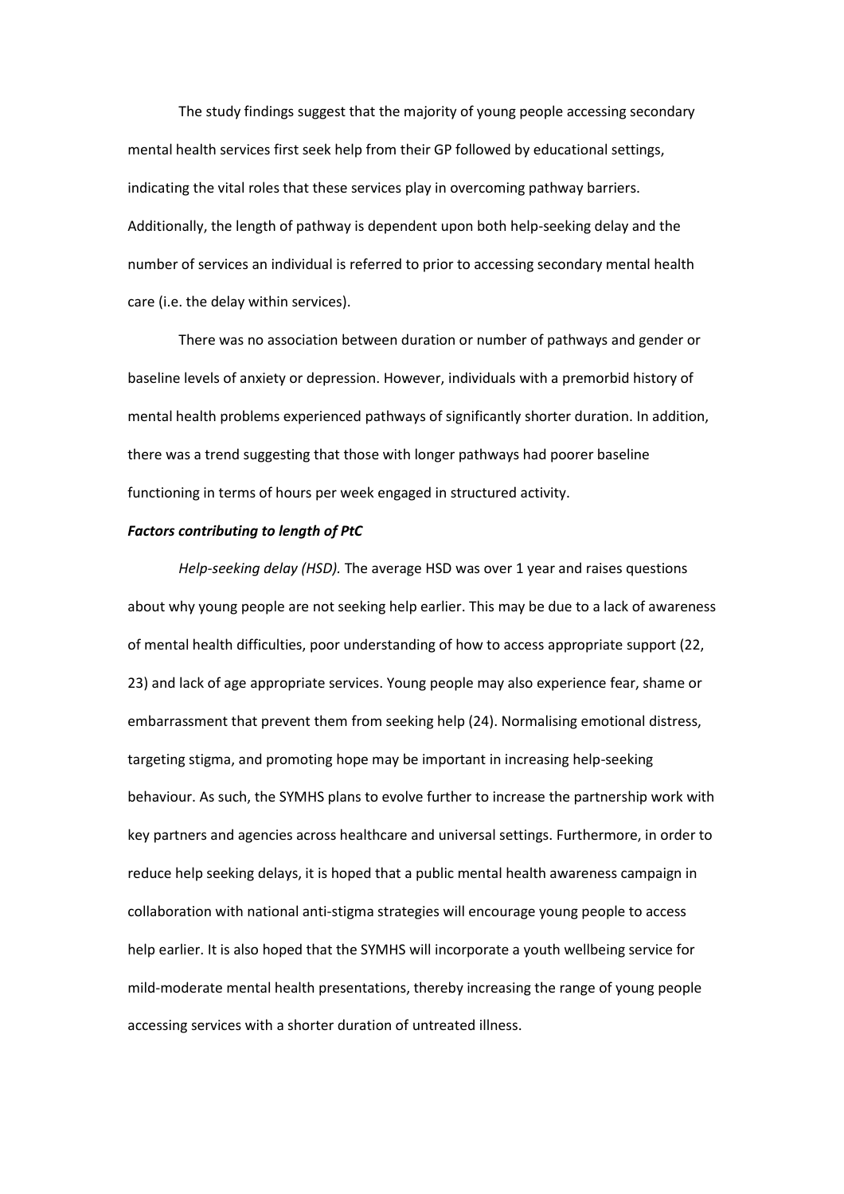The study findings suggest that the majority of young people accessing secondary mental health services first seek help from their GP followed by educational settings, indicating the vital roles that these services play in overcoming pathway barriers. Additionally, the length of pathway is dependent upon both help-seeking delay and the number of services an individual is referred to prior to accessing secondary mental health care (i.e. the delay within services).

There was no association between duration or number of pathways and gender or baseline levels of anxiety or depression. However, individuals with a premorbid history of mental health problems experienced pathways of significantly shorter duration. In addition, there was a trend suggesting that those with longer pathways had poorer baseline functioning in terms of hours per week engaged in structured activity.

***Factors contributing to length of PtC***

*Help-seeking delay (HSD).* The average HSD was over 1 year and raises questions about why young people are not seeking help earlier. This may be due to a lack of awareness of mental health difficulties, poor understanding of how to access appropriate support (22, 23) and lack of age appropriate services. Young people may also experience fear, shame or embarrassment that prevent them from seeking help (24). Normalising emotional distress, targeting stigma, and promoting hope may be important in increasing help-seeking behaviour. As such, the SYMHS plans to evolve further to increase the partnership work with key partners and agencies across healthcare and universal settings. Furthermore, in order to reduce help seeking delays, it is hoped that a public mental health awareness campaign in collaboration with national anti-stigma strategies will encourage young people to access help earlier. It is also hoped that the SYMHS will incorporate a youth wellbeing service for mild-moderate mental health presentations, thereby increasing the range of young people accessing services with a shorter duration of untreated illness.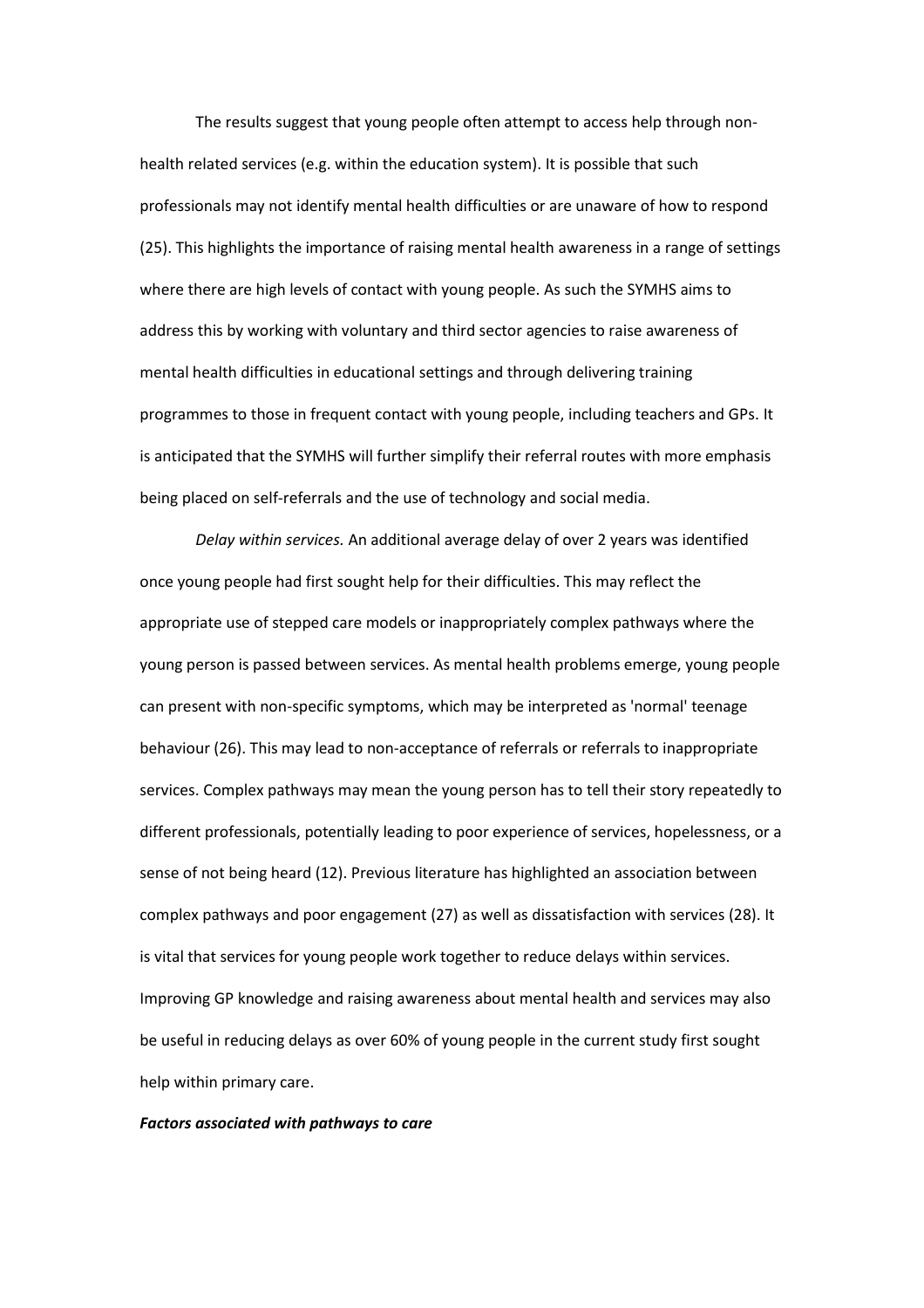The results suggest that young people often attempt to access help through non-health related services (e.g. within the education system). It is possible that such professionals may not identify mental health difficulties or are unaware of how to respond (25). This highlights the importance of raising mental health awareness in a range of settings where there are high levels of contact with young people. As such the SYMHS aims to address this by working with voluntary and third sector agencies to raise awareness of mental health difficulties in educational settings and through delivering training programmes to those in frequent contact with young people, including teachers and GPs. It is anticipated that the SYMHS will further simplify their referral routes with more emphasis being placed on self-referrals and the use of technology and social media.

*Delay within services.* An additional average delay of over 2 years was identified once young people had first sought help for their difficulties. This may reflect the appropriate use of stepped care models or inappropriately complex pathways where the young person is passed between services. As mental health problems emerge, young people can present with non-specific symptoms, which may be interpreted as 'normal' teenage behaviour (26). This may lead to non-acceptance of referrals or referrals to inappropriate services. Complex pathways may mean the young person has to tell their story repeatedly to different professionals, potentially leading to poor experience of services, hopelessness, or a sense of not being heard (12). Previous literature has highlighted an association between complex pathways and poor engagement (27) as well as dissatisfaction with services (28). It is vital that services for young people work together to reduce delays within services. Improving GP knowledge and raising awareness about mental health and services may also be useful in reducing delays as over 60% of young people in the current study first sought help within primary care.

***Factors associated with pathways to care***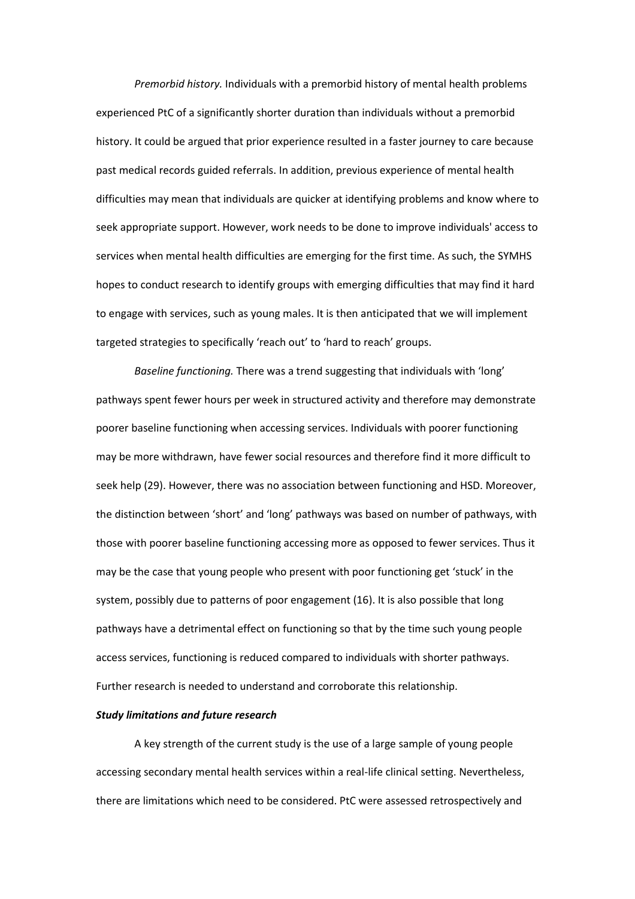*Premorbid history.* Individuals with a premorbid history of mental health problems experienced PtC of a significantly shorter duration than individuals without a premorbid history. It could be argued that prior experience resulted in a faster journey to care because past medical records guided referrals. In addition, previous experience of mental health difficulties may mean that individuals are quicker at identifying problems and know where to seek appropriate support. However, work needs to be done to improve individuals' access to services when mental health difficulties are emerging for the first time. As such, the SYMHS hopes to conduct research to identify groups with emerging difficulties that may find it hard to engage with services, such as young males. It is then anticipated that we will implement targeted strategies to specifically 'reach out' to 'hard to reach' groups.

*Baseline functioning.* There was a trend suggesting that individuals with 'long' pathways spent fewer hours per week in structured activity and therefore may demonstrate poorer baseline functioning when accessing services. Individuals with poorer functioning may be more withdrawn, have fewer social resources and therefore find it more difficult to seek help (29). However, there was no association between functioning and HSD. Moreover, the distinction between 'short' and 'long' pathways was based on number of pathways, with those with poorer baseline functioning accessing more as opposed to fewer services. Thus it may be the case that young people who present with poor functioning get 'stuck' in the system, possibly due to patterns of poor engagement (16). It is also possible that long pathways have a detrimental effect on functioning so that by the time such young people access services, functioning is reduced compared to individuals with shorter pathways. Further research is needed to understand and corroborate this relationship.

***Study limitations and future research***

A key strength of the current study is the use of a large sample of young people accessing secondary mental health services within a real-life clinical setting. Nevertheless, there are limitations which need to be considered. PtC were assessed retrospectively and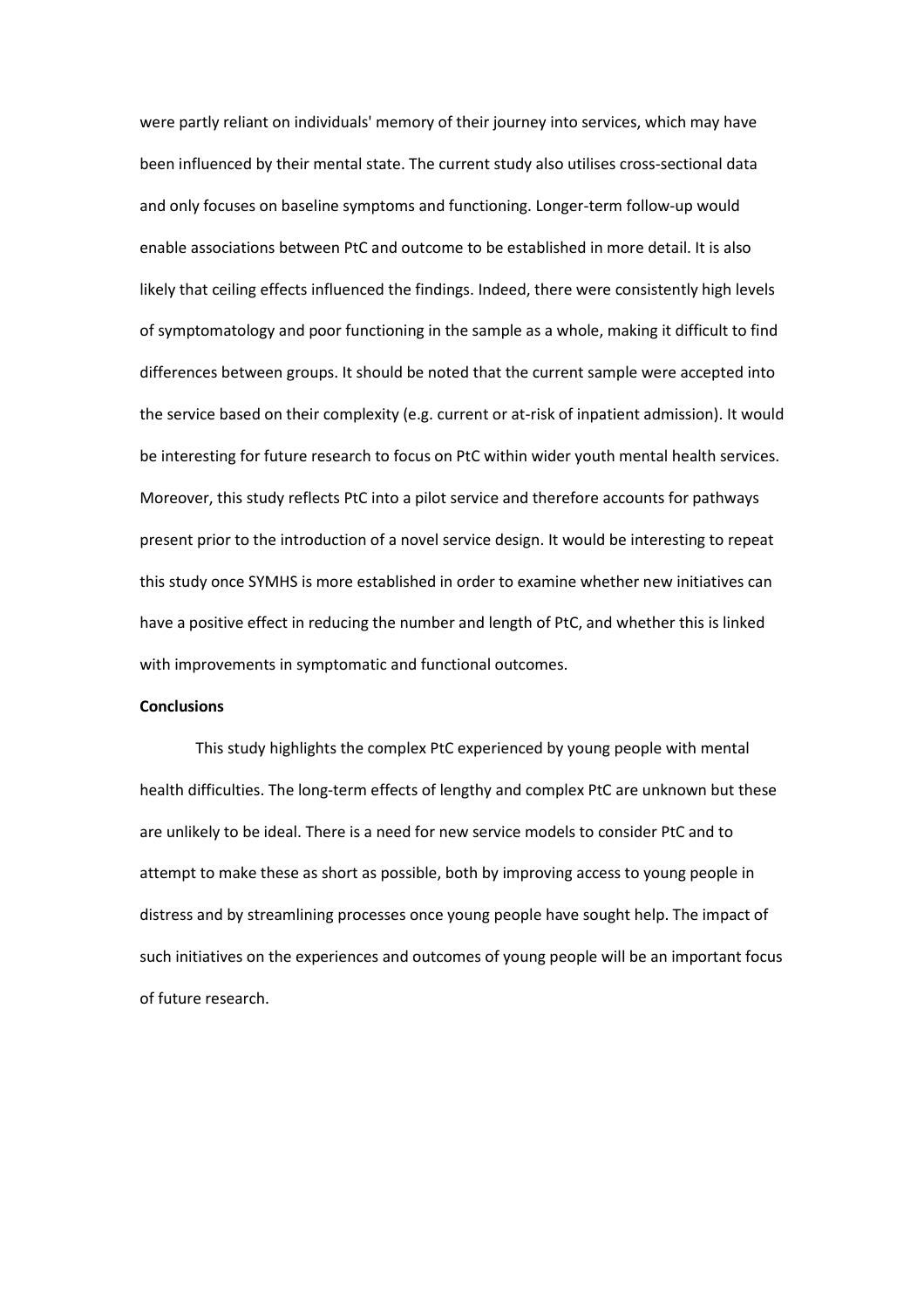were partly reliant on individuals' memory of their journey into services, which may have been influenced by their mental state. The current study also utilises cross-sectional data and only focuses on baseline symptoms and functioning. Longer-term follow-up would enable associations between PtC and outcome to be established in more detail. It is also likely that ceiling effects influenced the findings. Indeed, there were consistently high levels of symptomatology and poor functioning in the sample as a whole, making it difficult to find differences between groups. It should be noted that the current sample were accepted into the service based on their complexity (e.g. current or at-risk of inpatient admission). It would be interesting for future research to focus on PtC within wider youth mental health services. Moreover, this study reflects PtC into a pilot service and therefore accounts for pathways present prior to the introduction of a novel service design. It would be interesting to repeat this study once SYMHS is more established in order to examine whether new initiatives can have a positive effect in reducing the number and length of PtC, and whether this is linked with improvements in symptomatic and functional outcomes.

**Conclusions**

This study highlights the complex PtC experienced by young people with mental health difficulties. The long-term effects of lengthy and complex PtC are unknown but these are unlikely to be ideal. There is a need for new service models to consider PtC and to attempt to make these as short as possible, both by improving access to young people in distress and by streamlining processes once young people have sought help. The impact of such initiatives on the experiences and outcomes of young people will be an important focus of future research.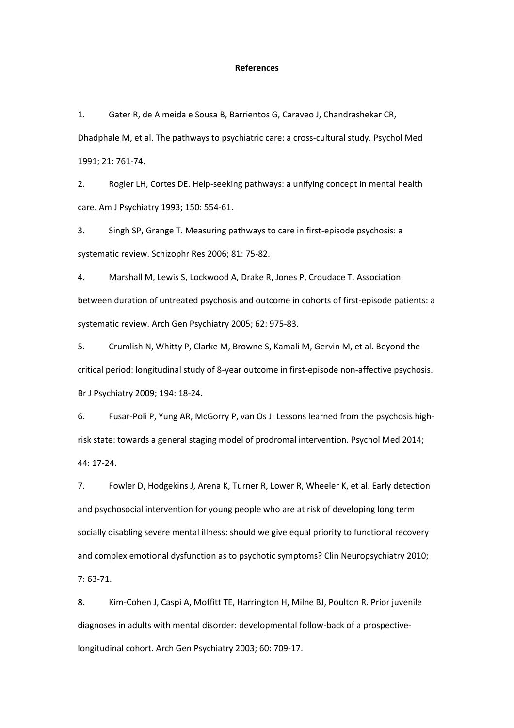# References

1. Gater R, de Almeida e Sousa B, Barrientos G, Caraveo J, Chandrashekar CR, Dhadphale M, et al. The pathways to psychiatric care: a cross-cultural study. Psychol Med 1991; 21: 761-74.

2. Rogler LH, Cortes DE. Help-seeking pathways: a unifying concept in mental health care. Am J Psychiatry 1993; 150: 554-61.

3. Singh SP, Grange T. Measuring pathways to care in first-episode psychosis: a systematic review. Schizophr Res 2006; 81: 75-82.

4. Marshall M, Lewis S, Lockwood A, Drake R, Jones P, Croudace T. Association between duration of untreated psychosis and outcome in cohorts of first-episode patients: a systematic review. Arch Gen Psychiatry 2005; 62: 975-83.

5. Crumlish N, Whitty P, Clarke M, Browne S, Kamali M, Gervin M, et al. Beyond the critical period: longitudinal study of 8-year outcome in first-episode non-affective psychosis. Br J Psychiatry 2009; 194: 18-24.

6. Fusar-Poli P, Yung AR, McGorry P, van Os J. Lessons learned from the psychosis high-risk state: towards a general staging model of prodromal intervention. Psychol Med 2014; 44: 17-24.

7. Fowler D, Hodgekins J, Arena K, Turner R, Lower R, Wheeler K, et al. Early detection and psychosocial intervention for young people who are at risk of developing long term socially disabling severe mental illness: should we give equal priority to functional recovery and complex emotional dysfunction as to psychotic symptoms? Clin Neuropsychiatry 2010; 7: 63-71.

8. Kim-Cohen J, Caspi A, Moffitt TE, Harrington H, Milne BJ, Poulton R. Prior juvenile diagnoses in adults with mental disorder: developmental follow-back of a prospective-longitudinal cohort. Arch Gen Psychiatry 2003; 60: 709-17.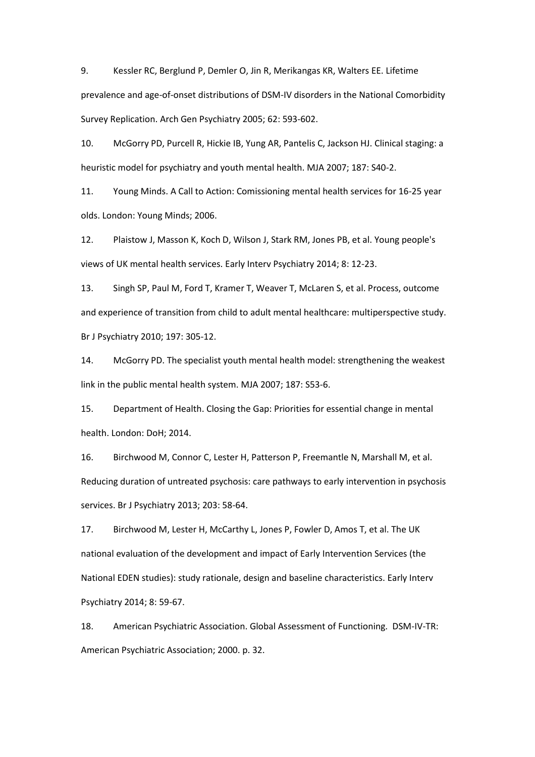9. Kessler RC, Berglund P, Demler O, Jin R, Merikangas KR, Walters EE. Lifetime prevalence and age-of-onset distributions of DSM-IV disorders in the National Comorbidity Survey Replication. Arch Gen Psychiatry 2005; 62: 593-602.

10. McGorry PD, Purcell R, Hickie IB, Yung AR, Pantelis C, Jackson HJ. Clinical staging: a heuristic model for psychiatry and youth mental health. MJA 2007; 187: S40-2.

11. Young Minds. A Call to Action: Comissioning mental health services for 16-25 year olds. London: Young Minds; 2006.

12. Plaistow J, Masson K, Koch D, Wilson J, Stark RM, Jones PB, et al. Young people's views of UK mental health services. Early Interv Psychiatry 2014; 8: 12-23.

13. Singh SP, Paul M, Ford T, Kramer T, Weaver T, McLaren S, et al. Process, outcome and experience of transition from child to adult mental healthcare: multiperspective study. Br J Psychiatry 2010; 197: 305-12.

14. McGorry PD. The specialist youth mental health model: strengthening the weakest link in the public mental health system. MJA 2007; 187: S53-6.

15. Department of Health. Closing the Gap: Priorities for essential change in mental health. London: DoH; 2014.

16. Birchwood M, Connor C, Lester H, Patterson P, Freemantle N, Marshall M, et al. Reducing duration of untreated psychosis: care pathways to early intervention in psychosis services. Br J Psychiatry 2013; 203: 58-64.

17. Birchwood M, Lester H, McCarthy L, Jones P, Fowler D, Amos T, et al. The UK national evaluation of the development and impact of Early Intervention Services (the National EDEN studies): study rationale, design and baseline characteristics. Early Interv Psychiatry 2014; 8: 59-67.

18. American Psychiatric Association. Global Assessment of Functioning. DSM-IV-TR: American Psychiatric Association; 2000. p. 32.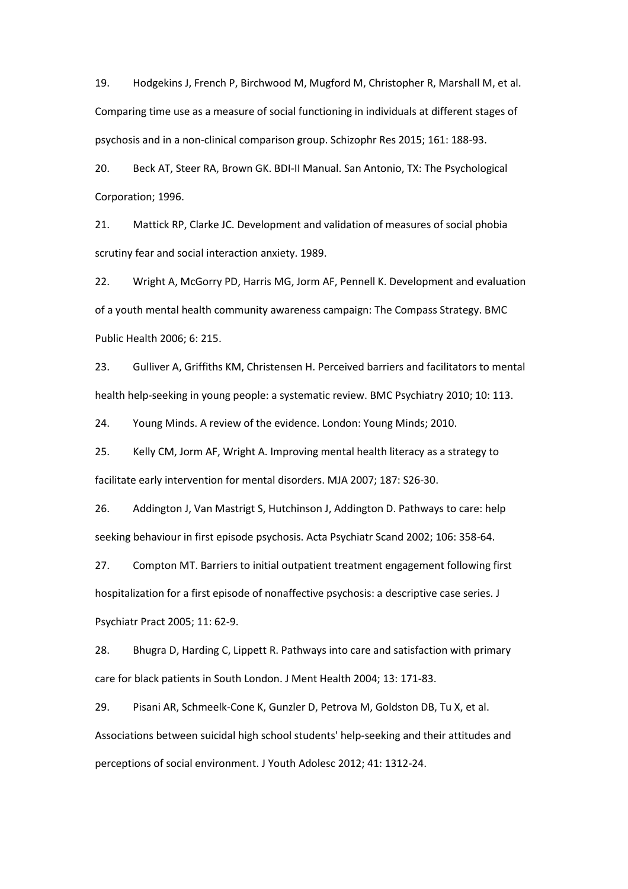19. Hodgekins J, French P, Birchwood M, Mugford M, Christopher R, Marshall M, et al. Comparing time use as a measure of social functioning in individuals at different stages of psychosis and in a non-clinical comparison group. Schizophr Res 2015; 161: 188-93.

20. Beck AT, Steer RA, Brown GK. BDI-II Manual. San Antonio, TX: The Psychological Corporation; 1996.

21. Mattick RP, Clarke JC. Development and validation of measures of social phobia scrutiny fear and social interaction anxiety. 1989.

22. Wright A, McGorry PD, Harris MG, Jorm AF, Pennell K. Development and evaluation of a youth mental health community awareness campaign: The Compass Strategy. BMC Public Health 2006; 6: 215.

23. Gulliver A, Griffiths KM, Christensen H. Perceived barriers and facilitators to mental health help-seeking in young people: a systematic review. BMC Psychiatry 2010; 10: 113.

24. Young Minds. A review of the evidence. London: Young Minds; 2010.

25. Kelly CM, Jorm AF, Wright A. Improving mental health literacy as a strategy to facilitate early intervention for mental disorders. MJA 2007; 187: S26-30.

26. Addington J, Van Mastrigt S, Hutchinson J, Addington D. Pathways to care: help seeking behaviour in first episode psychosis. Acta Psychiatr Scand 2002; 106: 358-64.

27. Compton MT. Barriers to initial outpatient treatment engagement following first hospitalization for a first episode of nonaffective psychosis: a descriptive case series. J Psychiatr Pract 2005; 11: 62-9.

28. Bhugra D, Harding C, Lippett R. Pathways into care and satisfaction with primary care for black patients in South London. J Ment Health 2004; 13: 171-83.

29. Pisani AR, Schmeelk-Cone K, Gunzler D, Petrova M, Goldston DB, Tu X, et al. Associations between suicidal high school students' help-seeking and their attitudes and perceptions of social environment. J Youth Adolesc 2012; 41: 1312-24.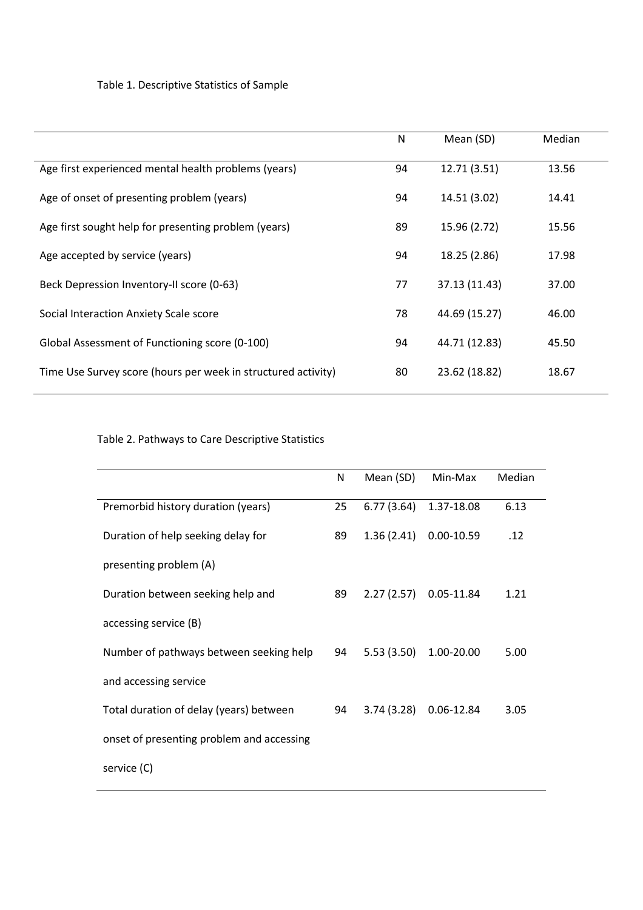Table 1. Descriptive Statistics of Sample

| | N | Mean (SD) | Median |
|---|---|---|---|
| Age first experienced mental health problems (years) | 94 | 12.71 (3.51) | 13.56 |
| Age of onset of presenting problem (years) | 94 | 14.51 (3.02) | 14.41 |
| Age first sought help for presenting problem (years) | 89 | 15.96 (2.72) | 15.56 |
| Age accepted by service (years) | 94 | 18.25 (2.86) | 17.98 |
| Beck Depression Inventory-II score (0-63) | 77 | 37.13 (11.43) | 37.00 |
| Social Interaction Anxiety Scale score | 78 | 44.69 (15.27) | 46.00 |
| Global Assessment of Functioning score (0-100) | 94 | 44.71 (12.83) | 45.50 |
| Time Use Survey score (hours per week in structured activity) | 80 | 23.62 (18.82) | 18.67 |

Table 2. Pathways to Care Descriptive Statistics

| | N | Mean (SD) | Min-Max | Median |
|---|---|---|---|---|
| Premorbid history duration (years) | 25 | 6.77 (3.64) | 1.37-18.08 | 6.13 |
| Duration of help seeking delay for presenting problem (A) | 89 | 1.36 (2.41) | 0.00-10.59 | .12 |
| Duration between seeking help and accessing service (B) | 89 | 2.27 (2.57) | 0.05-11.84 | 1.21 |
| Number of pathways between seeking help and accessing service | 94 | 5.53 (3.50) | 1.00-20.00 | 5.00 |
| Total duration of delay (years) between onset of presenting problem and accessing service (C) | 94 | 3.74 (3.28) | 0.06-12.84 | 3.05 |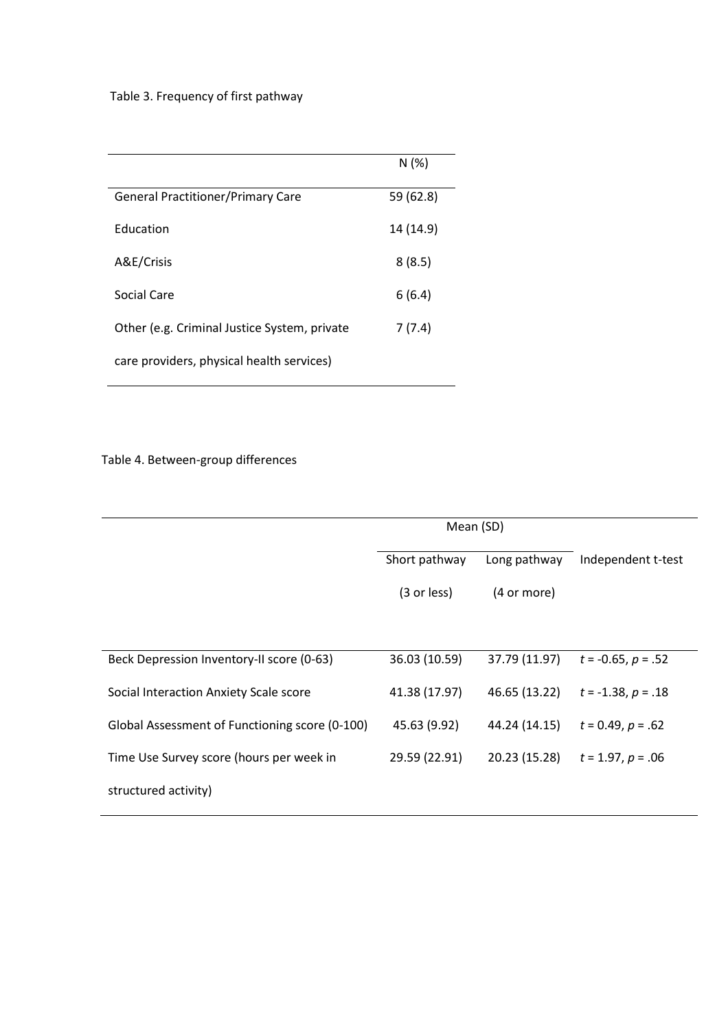Table 3. Frequency of first pathway

| | N (%) |
|---|---|
| General Practitioner/Primary Care | 59 (62.8) |
| Education | 14 (14.9) |
| A&E/Crisis | 8 (8.5) |
| Social Care | 6 (6.4) |
| Other (e.g. Criminal Justice System, private care providers, physical health services) | 7 (7.4) |

Table 4. Between-group differences

| | Mean (SD) | | |
|---|---|---|---|
| | Short pathway (3 or less) | Long pathway (4 or more) | Independent t-test |
| Beck Depression Inventory-II score (0-63) | 36.03 (10.59) | 37.79 (11.97) | $t = -0.65$, $p = .52$ |
| Social Interaction Anxiety Scale score | 41.38 (17.97) | 46.65 (13.22) | $t = -1.38$, $p = .18$ |
| Global Assessment of Functioning score (0-100) | 45.63 (9.92) | 44.24 (14.15) | $t = 0.49$, $p = .62$ |
| Time Use Survey score (hours per week in structured activity) | 29.59 (22.91) | 20.23 (15.28) | $t = 1.97$, $p = .06$ |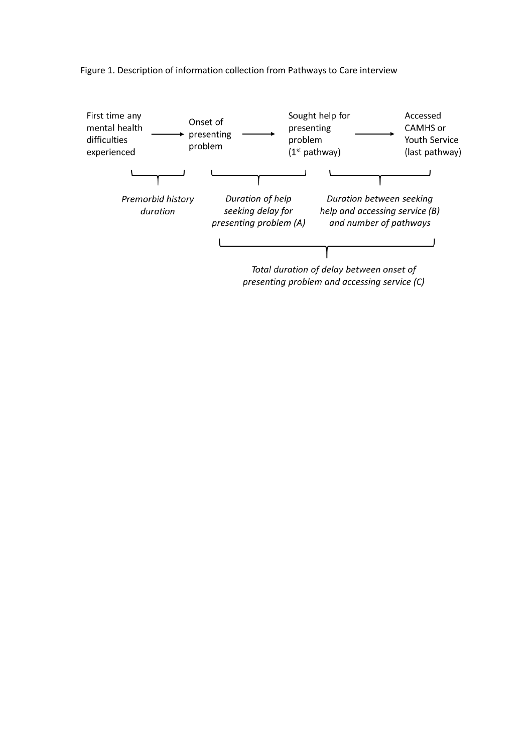Figure 1. Description of information collection from Pathways to Care interview

First time any mental health difficulties experienced → Onset of presenting problem → Sought help for presenting problem (1st pathway) → Accessed CAMHS or Youth Service (last pathway)

*Premorbid history duration*

*Duration of help seeking delay for presenting problem (A)*

*Duration between seeking help and accessing service (B) and number of pathways*

*Total duration of delay between onset of presenting problem and accessing service (C)*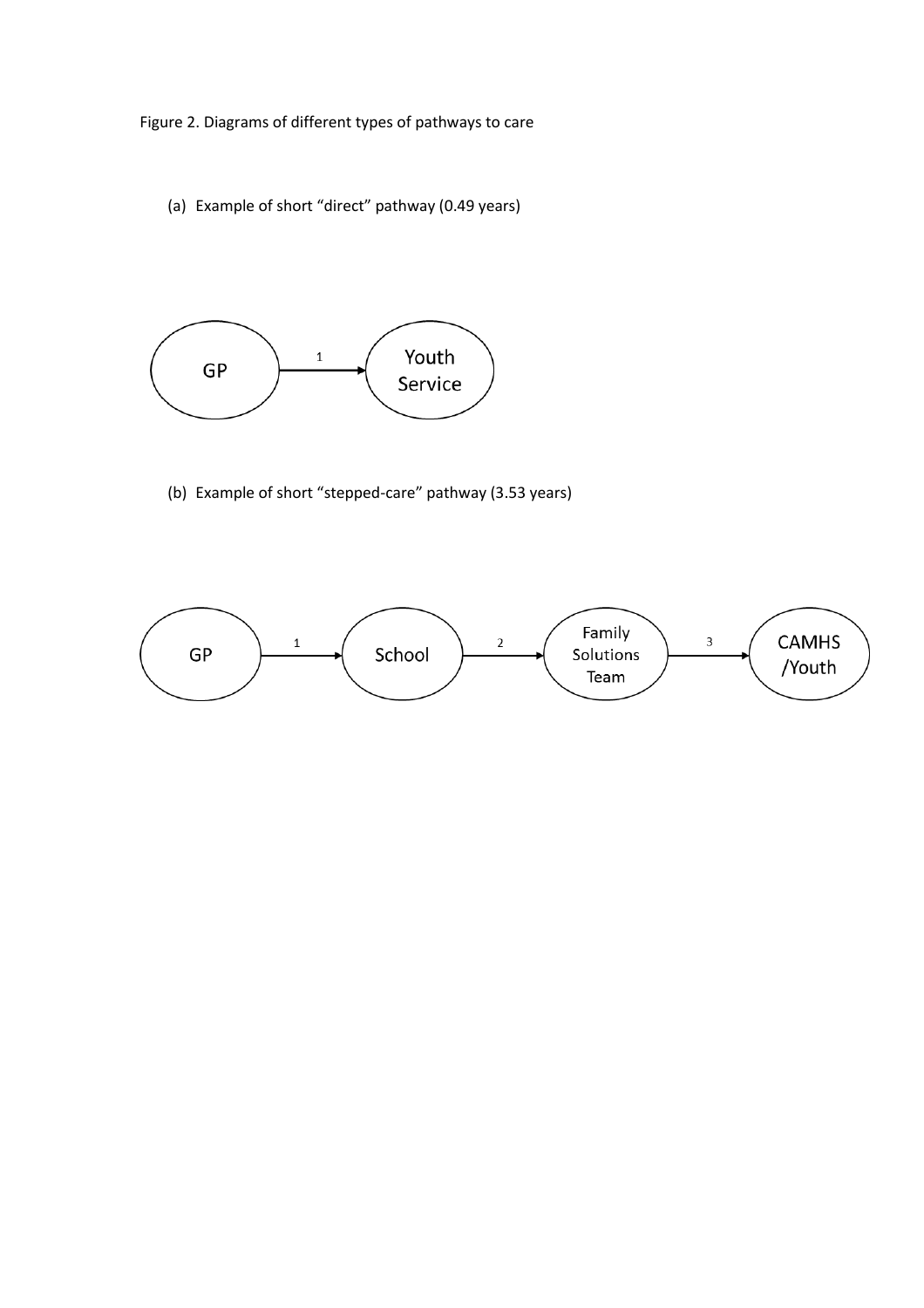Figure 2. Diagrams of different types of pathways to care

(a) Example of short "direct" pathway (0.49 years)

GP —1→ Youth Service

(b) Example of short "stepped-care" pathway (3.53 years)

GP —1→ School —2→ Family Solutions Team —3→ CAMHS /Youth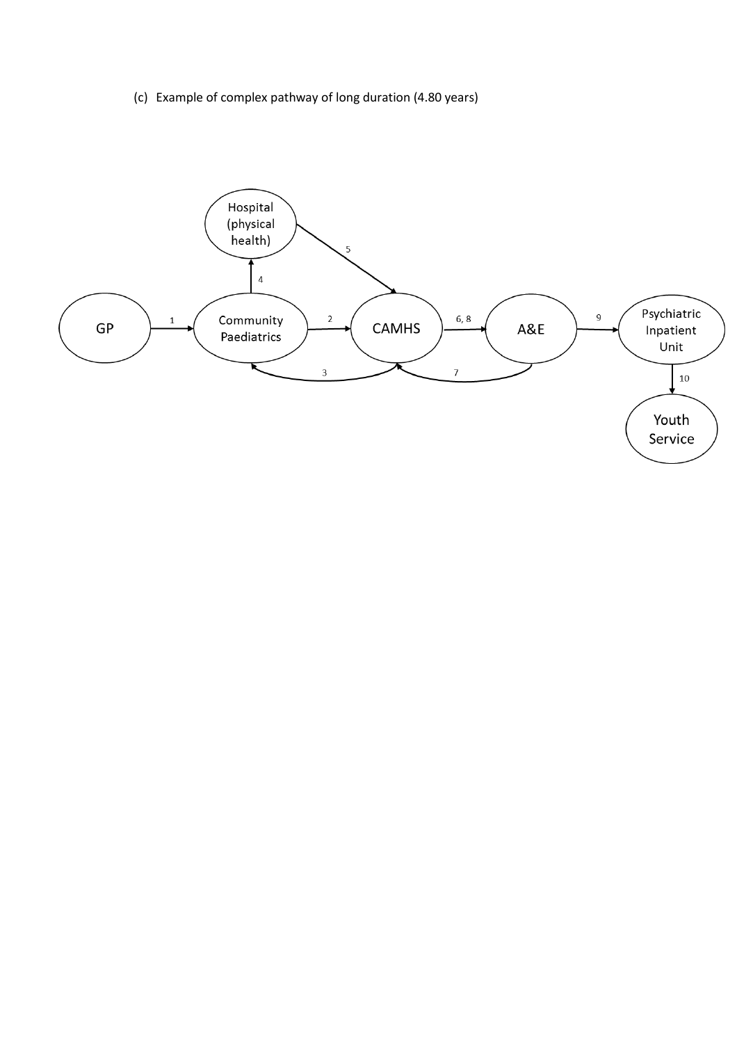(c) Example of complex pathway of long duration (4.80 years)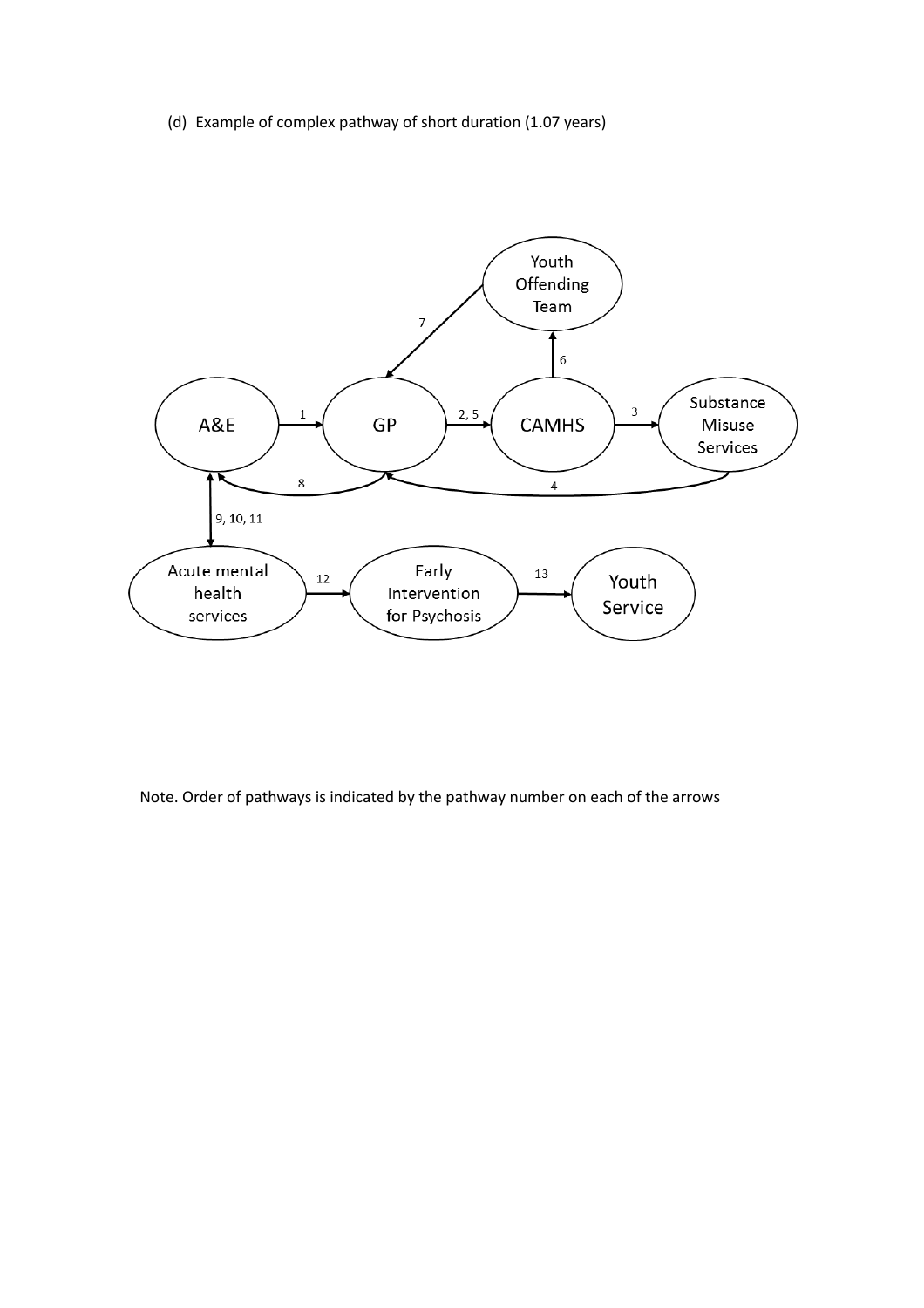(d) Example of complex pathway of short duration (1.07 years)

Youth Offending Team

7

6

A&E

1

GP

2, 5

CAMHS

3

Substance Misuse Services

8

4

9, 10, 11

Acute mental health services

12

Early Intervention for Psychosis

13

Youth Service

Note. Order of pathways is indicated by the pathway number on each of the arrows